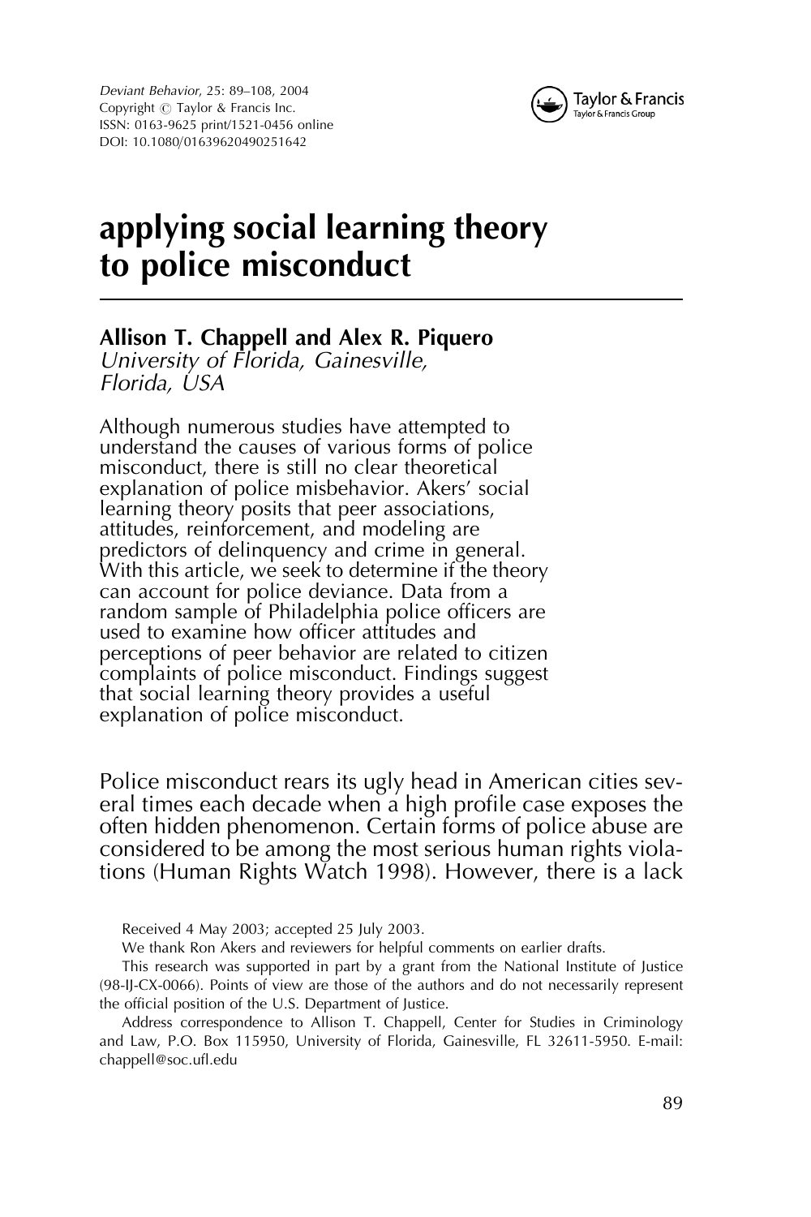Deviant Behavior, 25: 89–108, 2004
Copyright © Taylor & Francis Inc.
ISSN: 0163-9625 print/1521-0456 online
DOI: 10.1080/01639620490251642

# applying social learning theory to police misconduct

**Allison T. Chappell and Alex R. Piquero**
*University of Florida, Gainesville, Florida, USA*

Although numerous studies have attempted to understand the causes of various forms of police misconduct, there is still no clear theoretical explanation of police misbehavior. Akers' social learning theory posits that peer associations, attitudes, reinforcement, and modeling are predictors of delinquency and crime in general. With this article, we seek to determine if the theory can account for police deviance. Data from a random sample of Philadelphia police officers are used to examine how officer attitudes and perceptions of peer behavior are related to citizen complaints of police misconduct. Findings suggest that social learning theory provides a useful explanation of police misconduct.

Police misconduct rears its ugly head in American cities several times each decade when a high profile case exposes the often hidden phenomenon. Certain forms of police abuse are considered to be among the most serious human rights violations (Human Rights Watch 1998). However, there is a lack

Received 4 May 2003; accepted 25 July 2003.

We thank Ron Akers and reviewers for helpful comments on earlier drafts.

This research was supported in part by a grant from the National Institute of Justice (98-IJ-CX-0066). Points of view are those of the authors and do not necessarily represent the official position of the U.S. Department of Justice.

Address correspondence to Allison T. Chappell, Center for Studies in Criminology and Law, P.O. Box 115950, University of Florida, Gainesville, FL 32611-5950. E-mail: chappell@soc.ufl.edu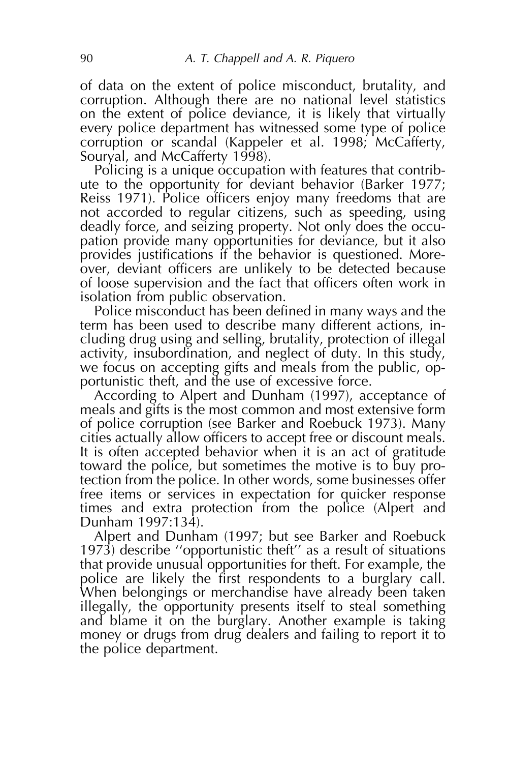of data on the extent of police misconduct, brutality, and corruption. Although there are no national level statistics on the extent of police deviance, it is likely that virtually every police department has witnessed some type of police corruption or scandal (Kappeler et al. 1998; McCafferty, Souryal, and McCafferty 1998).

Policing is a unique occupation with features that contribute to the opportunity for deviant behavior (Barker 1977; Reiss 1971). Police officers enjoy many freedoms that are not accorded to regular citizens, such as speeding, using deadly force, and seizing property. Not only does the occupation provide many opportunities for deviance, but it also provides justifications if the behavior is questioned. Moreover, deviant officers are unlikely to be detected because of loose supervision and the fact that officers often work in isolation from public observation.

Police misconduct has been defined in many ways and the term has been used to describe many different actions, including drug using and selling, brutality, protection of illegal activity, insubordination, and neglect of duty. In this study, we focus on accepting gifts and meals from the public, opportunistic theft, and the use of excessive force.

According to Alpert and Dunham (1997), acceptance of meals and gifts is the most common and most extensive form of police corruption (see Barker and Roebuck 1973). Many cities actually allow officers to accept free or discount meals. It is often accepted behavior when it is an act of gratitude toward the police, but sometimes the motive is to buy protection from the police. In other words, some businesses offer free items or services in expectation for quicker response times and extra protection from the police (Alpert and Dunham 1997:134).

Alpert and Dunham (1997; but see Barker and Roebuck 1973) describe "opportunistic theft" as a result of situations that provide unusual opportunities for theft. For example, the police are likely the first respondents to a burglary call. When belongings or merchandise have already been taken illegally, the opportunity presents itself to steal something and blame it on the burglary. Another example is taking money or drugs from drug dealers and failing to report it to the police department.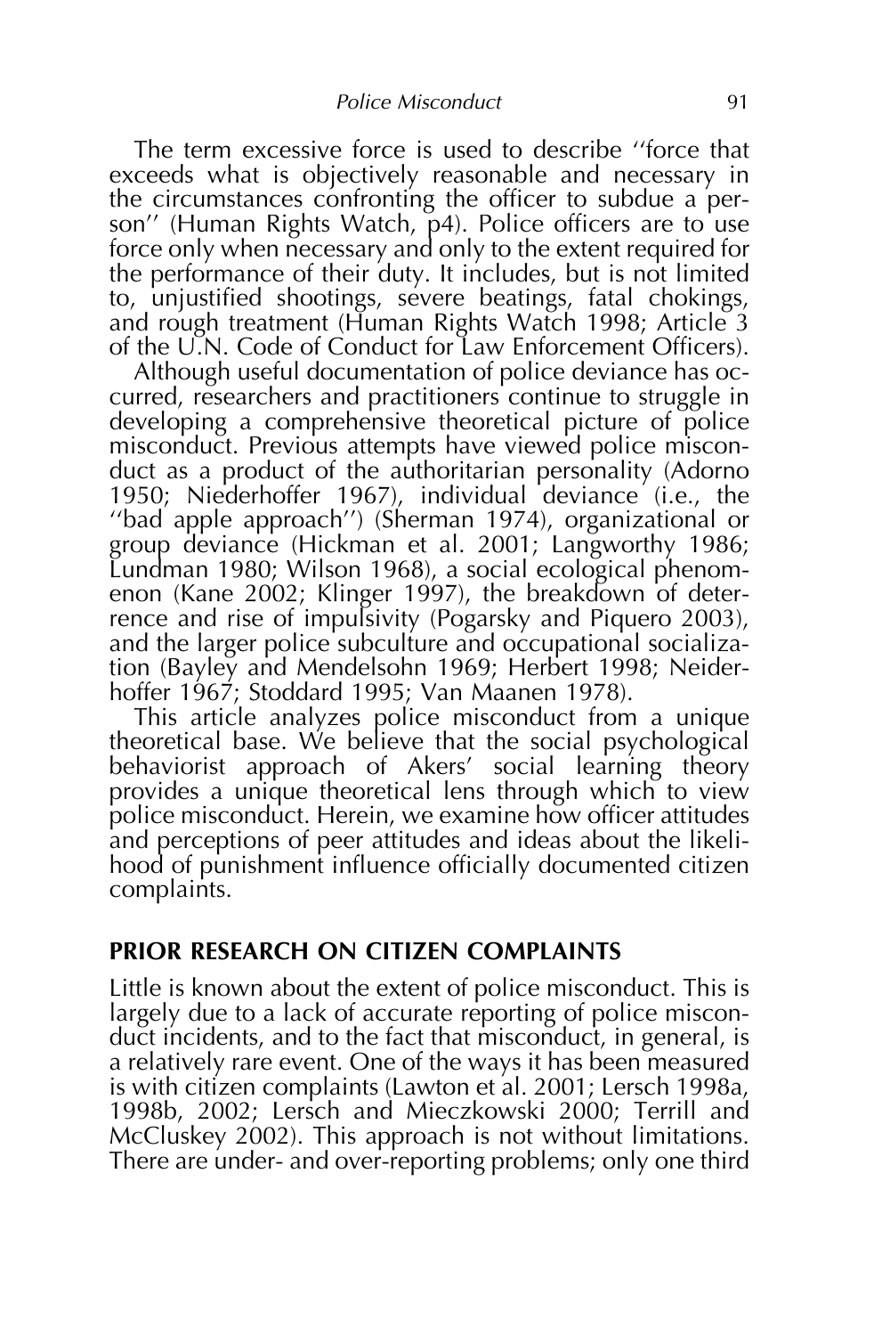The term excessive force is used to describe ''force that exceeds what is objectively reasonable and necessary in the circumstances confronting the officer to subdue a person'' (Human Rights Watch, p4). Police officers are to use force only when necessary and only to the extent required for the performance of their duty. It includes, but is not limited to, unjustified shootings, severe beatings, fatal chokings, and rough treatment (Human Rights Watch 1998; Article 3 of the U.N. Code of Conduct for Law Enforcement Officers).

Although useful documentation of police deviance has occurred, researchers and practitioners continue to struggle in developing a comprehensive theoretical picture of police misconduct. Previous attempts have viewed police misconduct as a product of the authoritarian personality (Adorno 1950; Niederhoffer 1967), individual deviance (i.e., the ''bad apple approach'') (Sherman 1974), organizational or group deviance (Hickman et al. 2001; Langworthy 1986; Lundman 1980; Wilson 1968), a social ecological phenomenon (Kane 2002; Klinger 1997), the breakdown of deterrence and rise of impulsivity (Pogarsky and Piquero 2003), and the larger police subculture and occupational socialization (Bayley and Mendelsohn 1969; Herbert 1998; Neiderhoffer 1967; Stoddard 1995; Van Maanen 1978).

This article analyzes police misconduct from a unique theoretical base. We believe that the social psychological behaviorist approach of Akers' social learning theory provides a unique theoretical lens through which to view police misconduct. Herein, we examine how officer attitudes and perceptions of peer attitudes and ideas about the likelihood of punishment influence officially documented citizen complaints.

## PRIOR RESEARCH ON CITIZEN COMPLAINTS

Little is known about the extent of police misconduct. This is largely due to a lack of accurate reporting of police misconduct incidents, and to the fact that misconduct, in general, is a relatively rare event. One of the ways it has been measured is with citizen complaints (Lawton et al. 2001; Lersch 1998a, 1998b, 2002; Lersch and Mieczkowski 2000; Terrill and McCluskey 2002). This approach is not without limitations. There are under- and over-reporting problems; only one third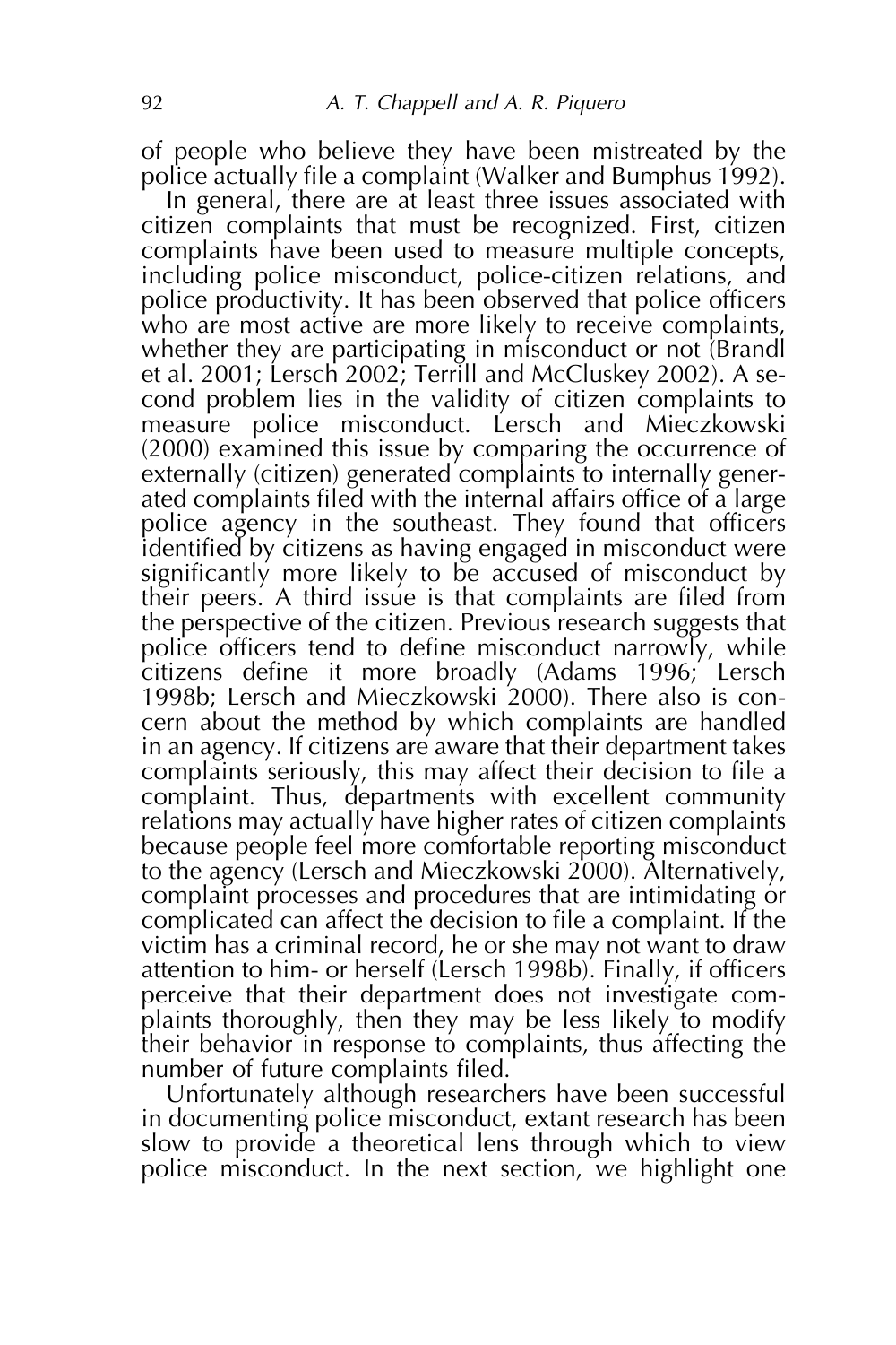of people who believe they have been mistreated by the police actually file a complaint (Walker and Bumphus 1992).

In general, there are at least three issues associated with citizen complaints that must be recognized. First, citizen complaints have been used to measure multiple concepts, including police misconduct, police-citizen relations, and police productivity. It has been observed that police officers who are most active are more likely to receive complaints, whether they are participating in misconduct or not (Brandl et al. 2001; Lersch 2002; Terrill and McCluskey 2002). A second problem lies in the validity of citizen complaints to measure police misconduct. Lersch and Mieczkowski (2000) examined this issue by comparing the occurrence of externally (citizen) generated complaints to internally generated complaints filed with the internal affairs office of a large police agency in the southeast. They found that officers identified by citizens as having engaged in misconduct were significantly more likely to be accused of misconduct by their peers. A third issue is that complaints are filed from the perspective of the citizen. Previous research suggests that police officers tend to define misconduct narrowly, while citizens define it more broadly (Adams 1996; Lersch 1998b; Lersch and Mieczkowski 2000). There also is concern about the method by which complaints are handled in an agency. If citizens are aware that their department takes complaints seriously, this may affect their decision to file a complaint. Thus, departments with excellent community relations may actually have higher rates of citizen complaints because people feel more comfortable reporting misconduct to the agency (Lersch and Mieczkowski 2000). Alternatively, complaint processes and procedures that are intimidating or complicated can affect the decision to file a complaint. If the victim has a criminal record, he or she may not want to draw attention to him- or herself (Lersch 1998b). Finally, if officers perceive that their department does not investigate complaints thoroughly, then they may be less likely to modify their behavior in response to complaints, thus affecting the number of future complaints filed.

Unfortunately although researchers have been successful in documenting police misconduct, extant research has been slow to provide a theoretical lens through which to view police misconduct. In the next section, we highlight one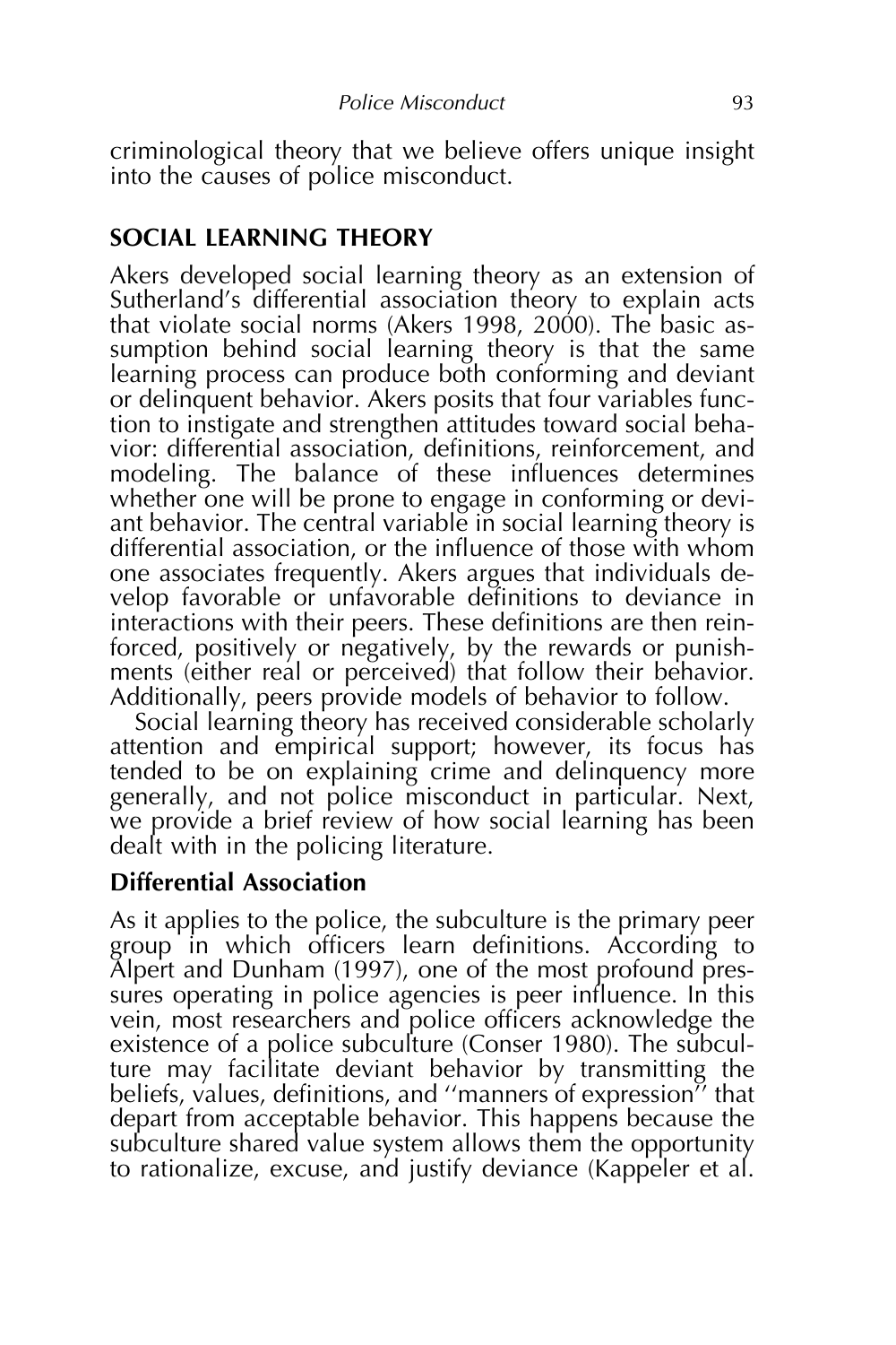criminological theory that we believe offers unique insight into the causes of police misconduct.

## SOCIAL LEARNING THEORY

Akers developed social learning theory as an extension of Sutherland's differential association theory to explain acts that violate social norms (Akers 1998, 2000). The basic assumption behind social learning theory is that the same learning process can produce both conforming and deviant or delinquent behavior. Akers posits that four variables function to instigate and strengthen attitudes toward social behavior: differential association, definitions, reinforcement, and modeling. The balance of these influences determines whether one will be prone to engage in conforming or deviant behavior. The central variable in social learning theory is differential association, or the influence of those with whom one associates frequently. Akers argues that individuals develop favorable or unfavorable definitions to deviance in interactions with their peers. These definitions are then reinforced, positively or negatively, by the rewards or punishments (either real or perceived) that follow their behavior. Additionally, peers provide models of behavior to follow.

Social learning theory has received considerable scholarly attention and empirical support; however, its focus has tended to be on explaining crime and delinquency more generally, and not police misconduct in particular. Next, we provide a brief review of how social learning has been dealt with in the policing literature.

### Differential Association

As it applies to the police, the subculture is the primary peer group in which officers learn definitions. According to Alpert and Dunham (1997), one of the most profound pressures operating in police agencies is peer influence. In this vein, most researchers and police officers acknowledge the existence of a police subculture (Conser 1980). The subculture may facilitate deviant behavior by transmitting the beliefs, values, definitions, and ''manners of expression'' that depart from acceptable behavior. This happens because the subculture shared value system allows them the opportunity to rationalize, excuse, and justify deviance (Kappeler et al.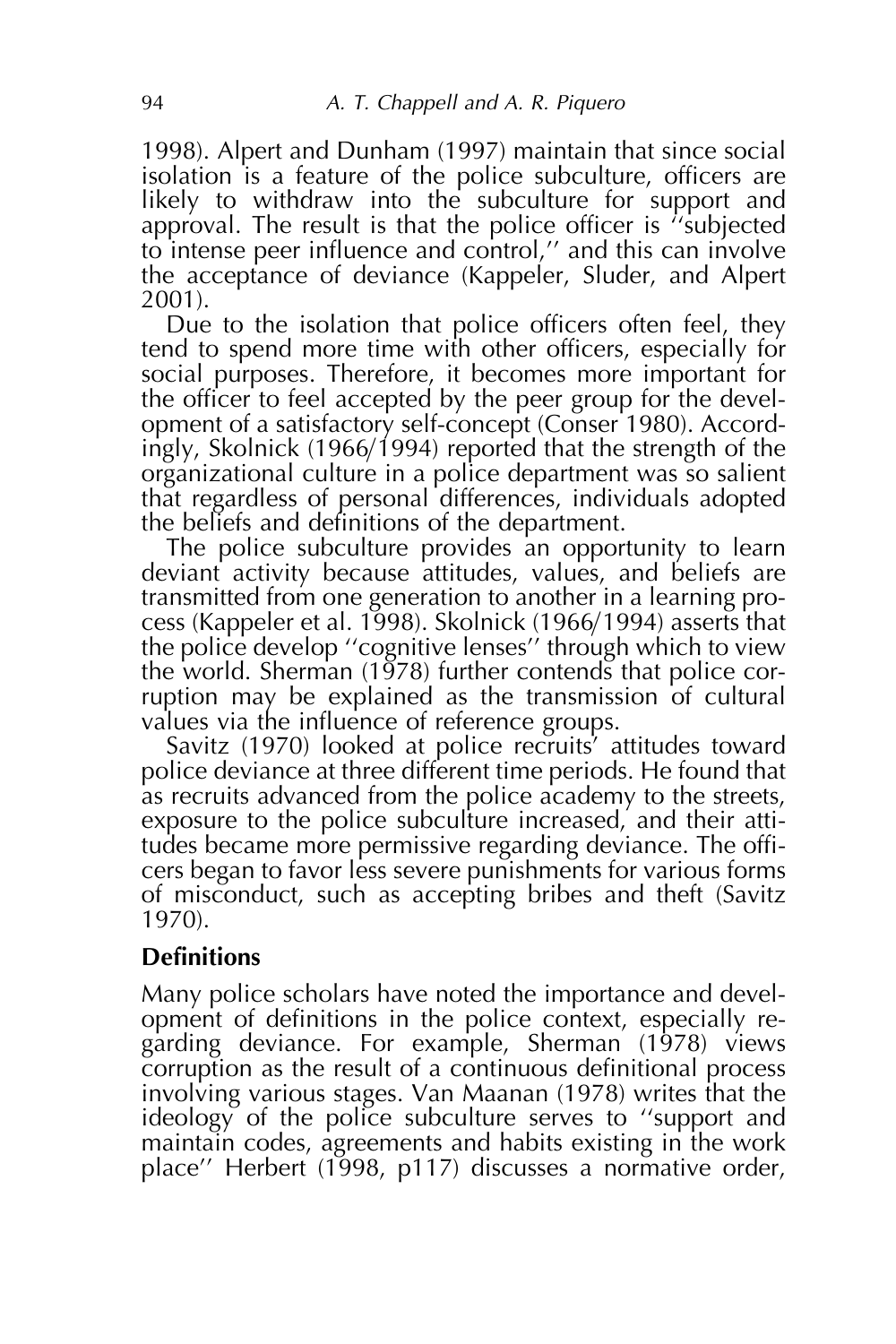1998). Alpert and Dunham (1997) maintain that since social isolation is a feature of the police subculture, officers are likely to withdraw into the subculture for support and approval. The result is that the police officer is ''subjected to intense peer influence and control,'' and this can involve the acceptance of deviance (Kappeler, Sluder, and Alpert 2001).

Due to the isolation that police officers often feel, they tend to spend more time with other officers, especially for social purposes. Therefore, it becomes more important for the officer to feel accepted by the peer group for the development of a satisfactory self-concept (Conser 1980). Accordingly, Skolnick (1966/1994) reported that the strength of the organizational culture in a police department was so salient that regardless of personal differences, individuals adopted the beliefs and definitions of the department.

The police subculture provides an opportunity to learn deviant activity because attitudes, values, and beliefs are transmitted from one generation to another in a learning process (Kappeler et al. 1998). Skolnick (1966/1994) asserts that the police develop ''cognitive lenses'' through which to view the world. Sherman (1978) further contends that police corruption may be explained as the transmission of cultural values via the influence of reference groups.

Savitz (1970) looked at police recruits' attitudes toward police deviance at three different time periods. He found that as recruits advanced from the police academy to the streets, exposure to the police subculture increased, and their attitudes became more permissive regarding deviance. The officers began to favor less severe punishments for various forms of misconduct, such as accepting bribes and theft (Savitz 1970).

## Definitions

Many police scholars have noted the importance and development of definitions in the police context, especially regarding deviance. For example, Sherman (1978) views corruption as the result of a continuous definitional process involving various stages. Van Maanan (1978) writes that the ideology of the police subculture serves to ''support and maintain codes, agreements and habits existing in the work place'' Herbert (1998, p117) discusses a normative order,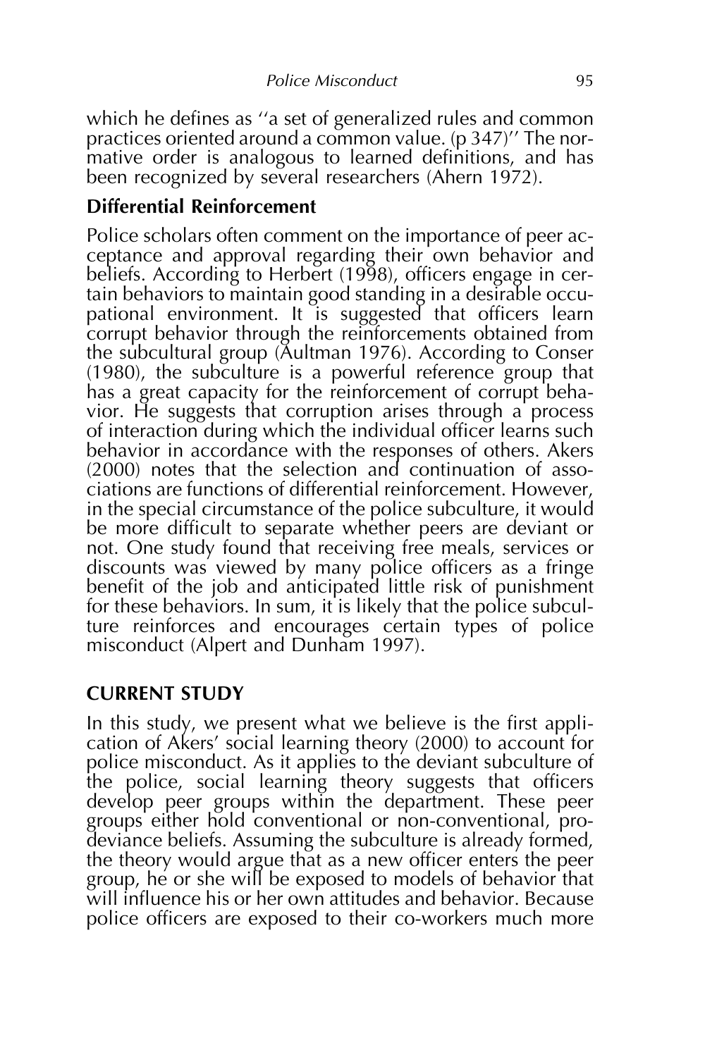which he defines as "a set of generalized rules and common practices oriented around a common value. (p 347)" The normative order is analogous to learned definitions, and has been recognized by several researchers (Ahern 1972).

### Differential Reinforcement

Police scholars often comment on the importance of peer acceptance and approval regarding their own behavior and beliefs. According to Herbert (1998), officers engage in certain behaviors to maintain good standing in a desirable occupational environment. It is suggested that officers learn corrupt behavior through the reinforcements obtained from the subcultural group (Aultman 1976). According to Conser (1980), the subculture is a powerful reference group that has a great capacity for the reinforcement of corrupt behavior. He suggests that corruption arises through a process of interaction during which the individual officer learns such behavior in accordance with the responses of others. Akers (2000) notes that the selection and continuation of associations are functions of differential reinforcement. However, in the special circumstance of the police subculture, it would be more difficult to separate whether peers are deviant or not. One study found that receiving free meals, services or discounts was viewed by many police officers as a fringe benefit of the job and anticipated little risk of punishment for these behaviors. In sum, it is likely that the police subculture reinforces and encourages certain types of police misconduct (Alpert and Dunham 1997).

## CURRENT STUDY

In this study, we present what we believe is the first application of Akers' social learning theory (2000) to account for police misconduct. As it applies to the deviant subculture of the police, social learning theory suggests that officers develop peer groups within the department. These peer groups either hold conventional or non-conventional, pro-deviance beliefs. Assuming the subculture is already formed, the theory would argue that as a new officer enters the peer group, he or she will be exposed to models of behavior that will influence his or her own attitudes and behavior. Because police officers are exposed to their co-workers much more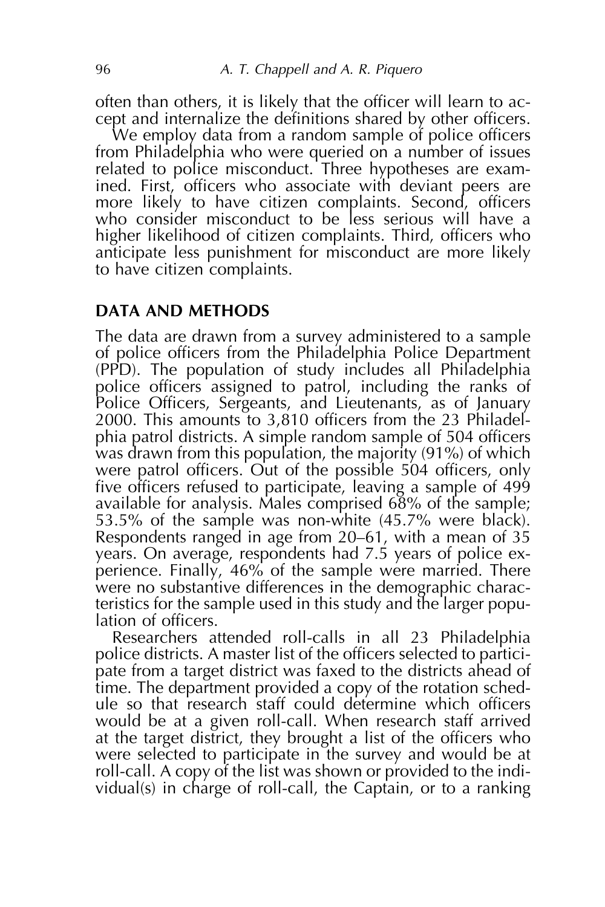often than others, it is likely that the officer will learn to accept and internalize the definitions shared by other officers.

We employ data from a random sample of police officers from Philadelphia who were queried on a number of issues related to police misconduct. Three hypotheses are examined. First, officers who associate with deviant peers are more likely to have citizen complaints. Second, officers who consider misconduct to be less serious will have a higher likelihood of citizen complaints. Third, officers who anticipate less punishment for misconduct are more likely to have citizen complaints.

## DATA AND METHODS

The data are drawn from a survey administered to a sample of police officers from the Philadelphia Police Department (PPD). The population of study includes all Philadelphia police officers assigned to patrol, including the ranks of Police Officers, Sergeants, and Lieutenants, as of January 2000. This amounts to 3,810 officers from the 23 Philadelphia patrol districts. A simple random sample of 504 officers was drawn from this population, the majority (91%) of which were patrol officers. Out of the possible 504 officers, only five officers refused to participate, leaving a sample of 499 available for analysis. Males comprised 68% of the sample; 53.5% of the sample was non-white (45.7% were black). Respondents ranged in age from 20–61, with a mean of 35 years. On average, respondents had 7.5 years of police experience. Finally, 46% of the sample were married. There were no substantive differences in the demographic characteristics for the sample used in this study and the larger population of officers.

Researchers attended roll-calls in all 23 Philadelphia police districts. A master list of the officers selected to participate from a target district was faxed to the districts ahead of time. The department provided a copy of the rotation schedule so that research staff could determine which officers would be at a given roll-call. When research staff arrived at the target district, they brought a list of the officers who were selected to participate in the survey and would be at roll-call. A copy of the list was shown or provided to the individual(s) in charge of roll-call, the Captain, or to a ranking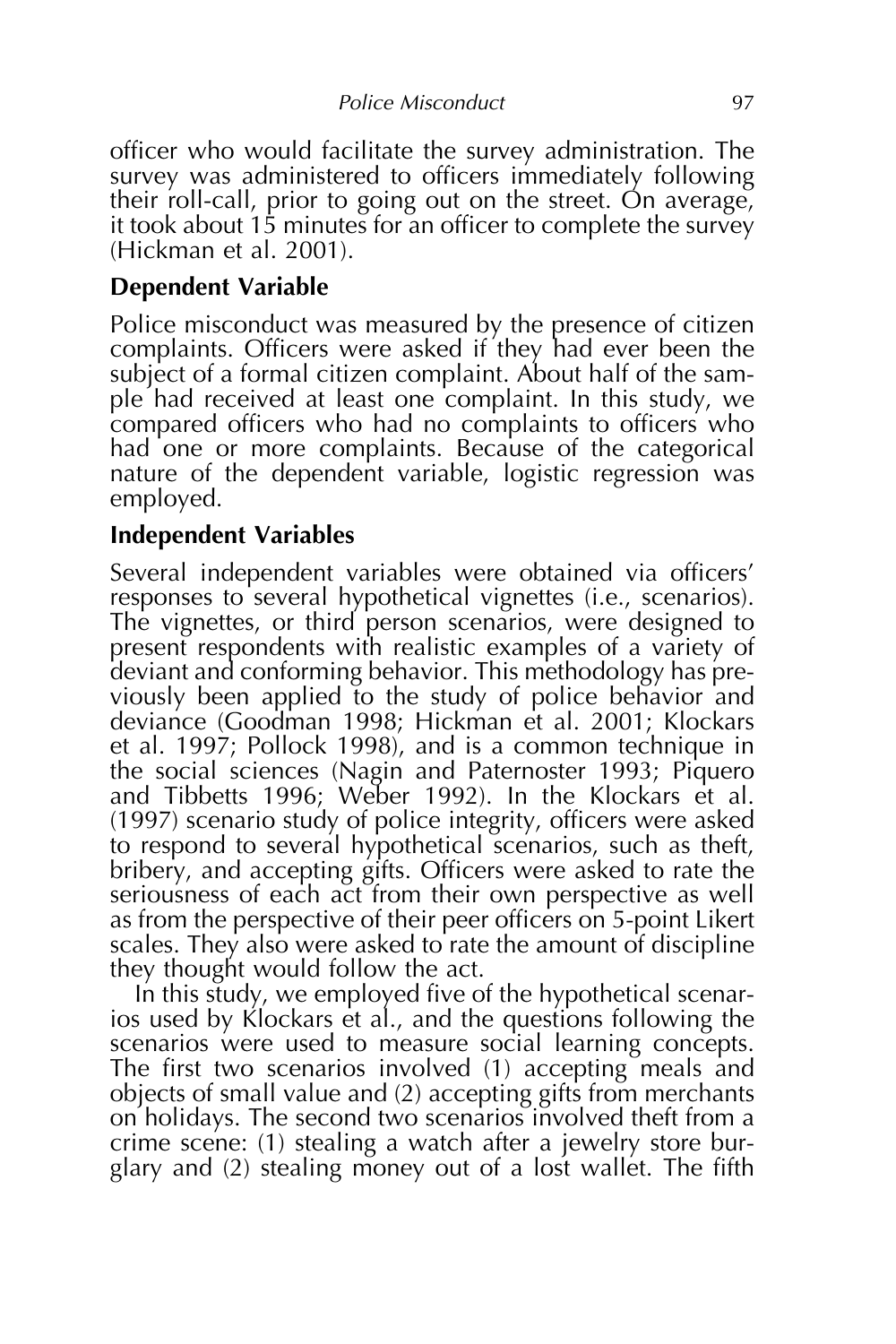officer who would facilitate the survey administration. The survey was administered to officers immediately following their roll-call, prior to going out on the street. On average, it took about 15 minutes for an officer to complete the survey (Hickman et al. 2001).

## Dependent Variable

Police misconduct was measured by the presence of citizen complaints. Officers were asked if they had ever been the subject of a formal citizen complaint. About half of the sample had received at least one complaint. In this study, we compared officers who had no complaints to officers who had one or more complaints. Because of the categorical nature of the dependent variable, logistic regression was employed.

## Independent Variables

Several independent variables were obtained via officers' responses to several hypothetical vignettes (i.e., scenarios). The vignettes, or third person scenarios, were designed to present respondents with realistic examples of a variety of deviant and conforming behavior. This methodology has previously been applied to the study of police behavior and deviance (Goodman 1998; Hickman et al. 2001; Klockars et al. 1997; Pollock 1998), and is a common technique in the social sciences (Nagin and Paternoster 1993; Piquero and Tibbetts 1996; Weber 1992). In the Klockars et al. (1997) scenario study of police integrity, officers were asked to respond to several hypothetical scenarios, such as theft, bribery, and accepting gifts. Officers were asked to rate the seriousness of each act from their own perspective as well as from the perspective of their peer officers on 5-point Likert scales. They also were asked to rate the amount of discipline they thought would follow the act.

In this study, we employed five of the hypothetical scenarios used by Klockars et al., and the questions following the scenarios were used to measure social learning concepts. The first two scenarios involved (1) accepting meals and objects of small value and (2) accepting gifts from merchants on holidays. The second two scenarios involved theft from a crime scene: (1) stealing a watch after a jewelry store burglary and (2) stealing money out of a lost wallet. The fifth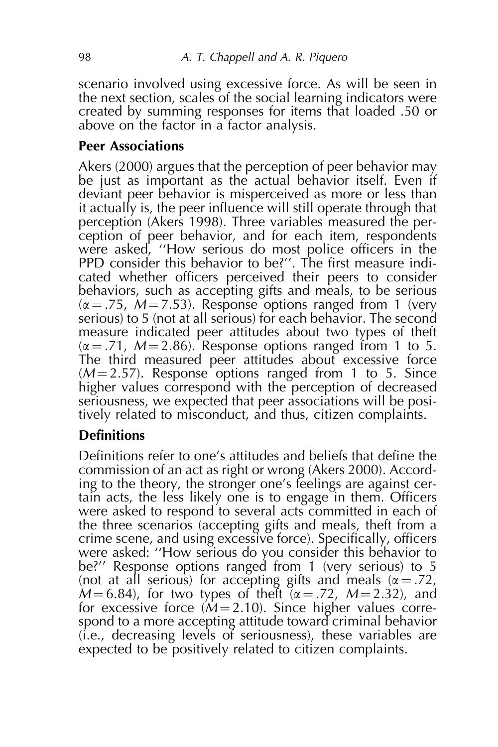scenario involved using excessive force. As will be seen in the next section, scales of the social learning indicators were created by summing responses for items that loaded .50 or above on the factor in a factor analysis.

## Peer Associations

Akers (2000) argues that the perception of peer behavior may be just as important as the actual behavior itself. Even if deviant peer behavior is misperceived as more or less than it actually is, the peer influence will still operate through that perception (Akers 1998). Three variables measured the perception of peer behavior, and for each item, respondents were asked, ''How serious do most police officers in the PPD consider this behavior to be?''. The first measure indicated whether officers perceived their peers to consider behaviors, such as accepting gifts and meals, to be serious ($\alpha = .75$, $M = 7.53$). Response options ranged from 1 (very serious) to 5 (not at all serious) for each behavior. The second measure indicated peer attitudes about two types of theft ($\alpha = .71$, $M = 2.86$). Response options ranged from 1 to 5. The third measured peer attitudes about excessive force ($M = 2.57$). Response options ranged from 1 to 5. Since higher values correspond with the perception of decreased seriousness, we expected that peer associations will be positively related to misconduct, and thus, citizen complaints.

## Definitions

Definitions refer to one's attitudes and beliefs that define the commission of an act as right or wrong (Akers 2000). According to the theory, the stronger one's feelings are against certain acts, the less likely one is to engage in them. Officers were asked to respond to several acts committed in each of the three scenarios (accepting gifts and meals, theft from a crime scene, and using excessive force). Specifically, officers were asked: ''How serious do you consider this behavior to be?'' Response options ranged from 1 (very serious) to 5 (not at all serious) for accepting gifts and meals ($\alpha = .72$, $M = 6.84$), for two types of theft ($\alpha = .72$, $M = 2.32$), and for excessive force ($M = 2.10$). Since higher values correspond to a more accepting attitude toward criminal behavior (i.e., decreasing levels of seriousness), these variables are expected to be positively related to citizen complaints.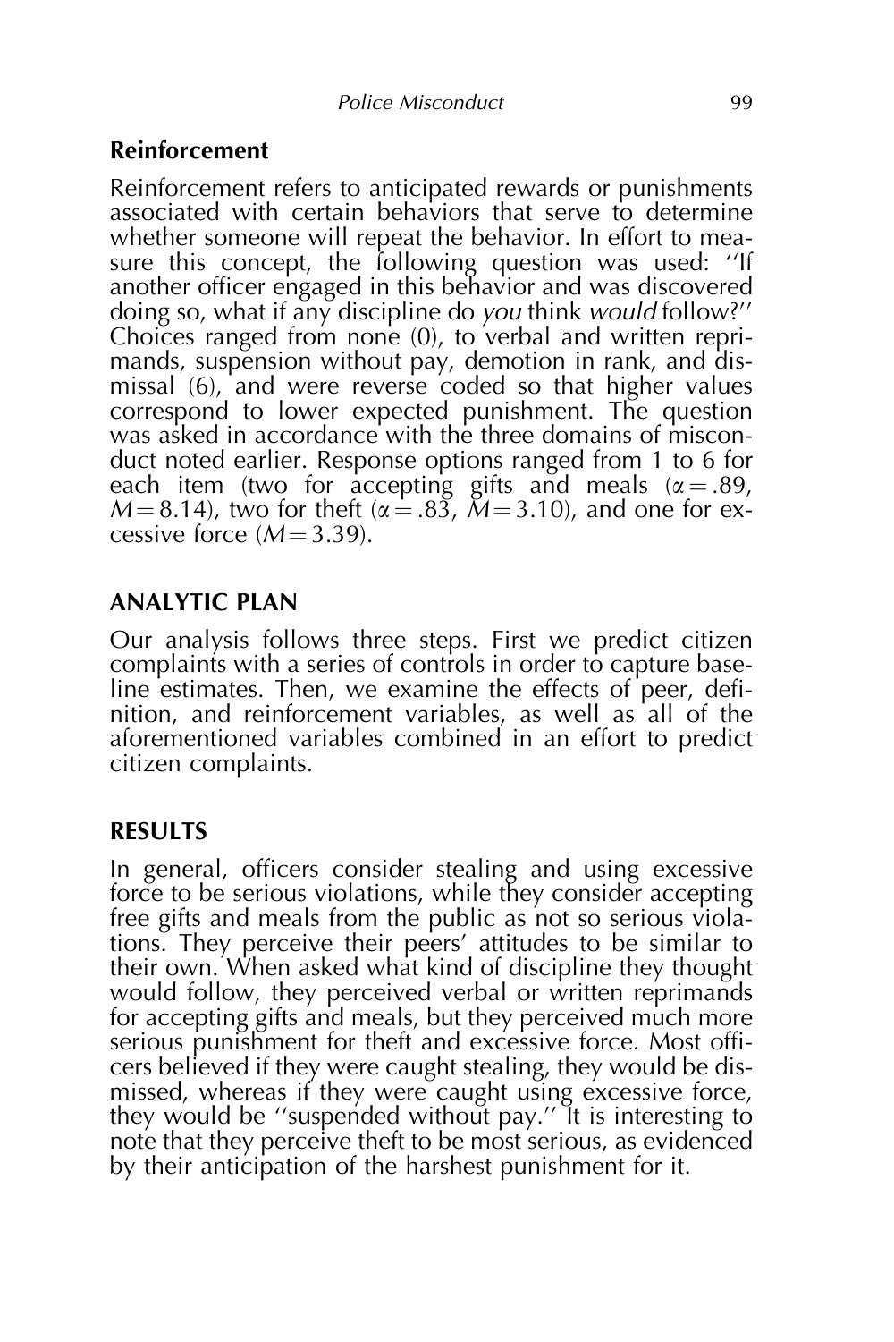## Reinforcement

Reinforcement refers to anticipated rewards or punishments associated with certain behaviors that serve to determine whether someone will repeat the behavior. In effort to measure this concept, the following question was used: ''If another officer engaged in this behavior and was discovered doing so, what if any discipline do *you* think *would* follow?'' Choices ranged from none (0), to verbal and written reprimands, suspension without pay, demotion in rank, and dismissal (6), and were reverse coded so that higher values correspond to lower expected punishment. The question was asked in accordance with the three domains of misconduct noted earlier. Response options ranged from 1 to 6 for each item (two for accepting gifts and meals ($\alpha = .89$, $M = 8.14$), two for theft ($\alpha = .83$, $M = 3.10$), and one for excessive force ($M = 3.39$).

## ANALYTIC PLAN

Our analysis follows three steps. First we predict citizen complaints with a series of controls in order to capture baseline estimates. Then, we examine the effects of peer, definition, and reinforcement variables, as well as all of the aforementioned variables combined in an effort to predict citizen complaints.

## RESULTS

In general, officers consider stealing and using excessive force to be serious violations, while they consider accepting free gifts and meals from the public as not so serious violations. They perceive their peers' attitudes to be similar to their own. When asked what kind of discipline they thought would follow, they perceived verbal or written reprimands for accepting gifts and meals, but they perceived much more serious punishment for theft and excessive force. Most officers believed if they were caught stealing, they would be dismissed, whereas if they were caught using excessive force, they would be ''suspended without pay.'' It is interesting to note that they perceive theft to be most serious, as evidenced by their anticipation of the harshest punishment for it.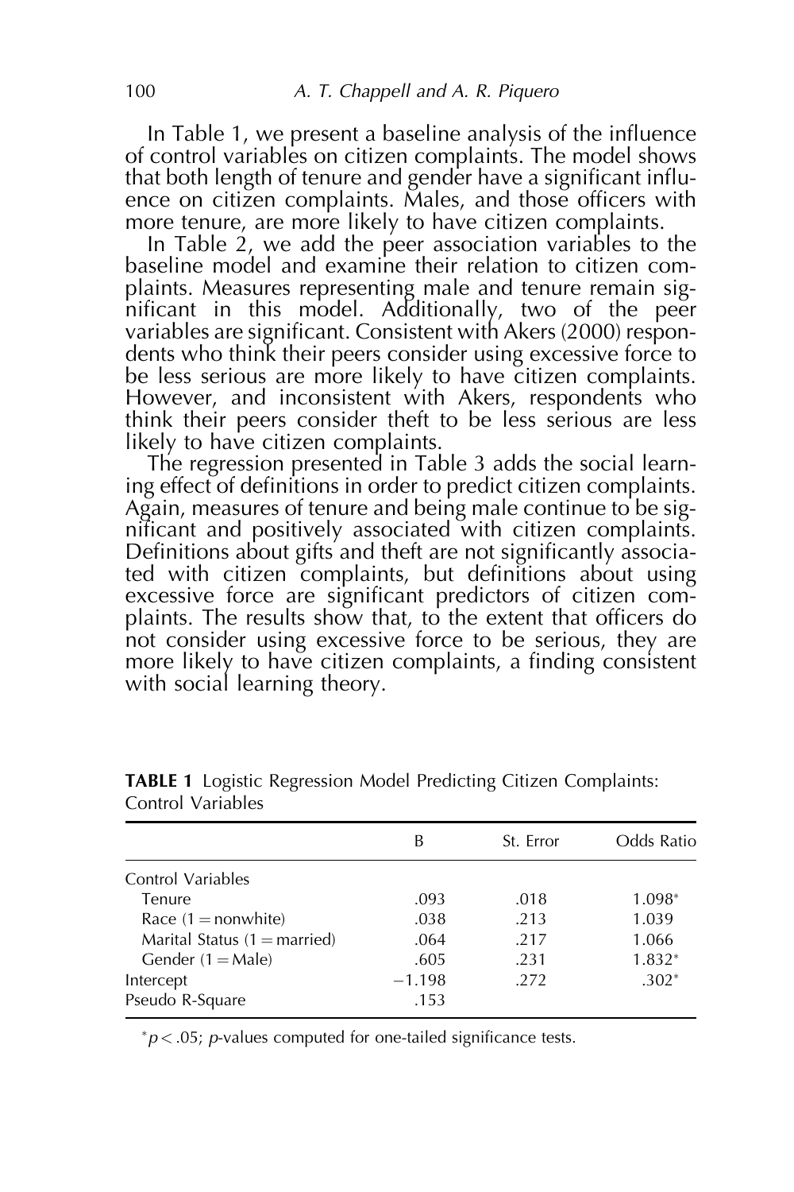In Table 1, we present a baseline analysis of the influence of control variables on citizen complaints. The model shows that both length of tenure and gender have a significant influence on citizen complaints. Males, and those officers with more tenure, are more likely to have citizen complaints.

In Table 2, we add the peer association variables to the baseline model and examine their relation to citizen complaints. Measures representing male and tenure remain significant in this model. Additionally, two of the peer variables are significant. Consistent with Akers (2000) respondents who think their peers consider using excessive force to be less serious are more likely to have citizen complaints. However, and inconsistent with Akers, respondents who think their peers consider theft to be less serious are less likely to have citizen complaints.

The regression presented in Table 3 adds the social learning effect of definitions in order to predict citizen complaints. Again, measures of tenure and being male continue to be significant and positively associated with citizen complaints. Definitions about gifts and theft are not significantly associated with citizen complaints, but definitions about using excessive force are significant predictors of citizen complaints. The results show that, to the extent that officers do not consider using excessive force to be serious, they are more likely to have citizen complaints, a finding consistent with social learning theory.

**TABLE 1** Logistic Regression Model Predicting Citizen Complaints: Control Variables

| | B | St. Error | Odds Ratio |
|---|---|---|---|
| Control Variables | | | |
| Tenure | .093 | .018 | 1.098* |
| Race (1 = nonwhite) | .038 | .213 | 1.039 |
| Marital Status (1 = married) | .064 | .217 | 1.066 |
| Gender (1 = Male) | .605 | .231 | 1.832* |
| Intercept | −1.198 | .272 | .302* |
| Pseudo R-Square | .153 | | |

*$p < .05$; $p$-values computed for one-tailed significance tests.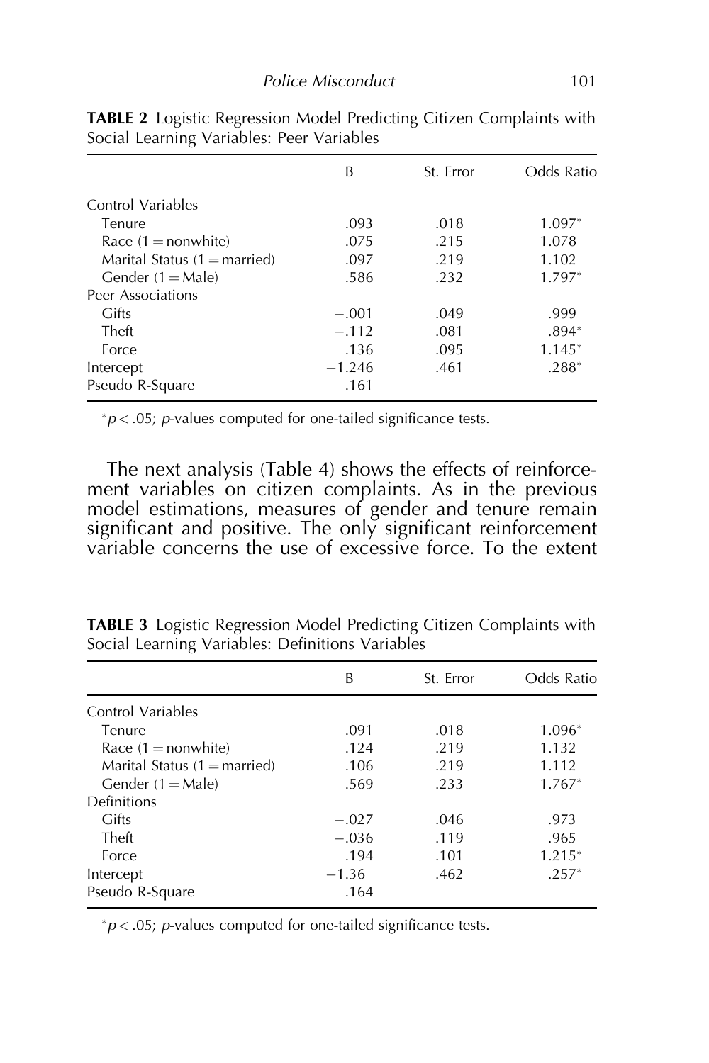**TABLE 2** Logistic Regression Model Predicting Citizen Complaints with Social Learning Variables: Peer Variables

| | B | St. Error | Odds Ratio |
|---|---|---|---|
| Control Variables | | | |
| Tenure | .093 | .018 | 1.097* |
| Race (1 = nonwhite) | .075 | .215 | 1.078 |
| Marital Status (1 = married) | .097 | .219 | 1.102 |
| Gender (1 = Male) | .586 | .232 | 1.797* |
| Peer Associations | | | |
| Gifts | −.001 | .049 | .999 |
| Theft | −.112 | .081 | .894* |
| Force | .136 | .095 | 1.145* |
| Intercept | −1.246 | .461 | .288* |
| Pseudo R-Square | .161 | | |

*$p < .05$; *p*-values computed for one-tailed significance tests.

The next analysis (Table 4) shows the effects of reinforcement variables on citizen complaints. As in the previous model estimations, measures of gender and tenure remain significant and positive. The only significant reinforcement variable concerns the use of excessive force. To the extent

**TABLE 3** Logistic Regression Model Predicting Citizen Complaints with Social Learning Variables: Definitions Variables

| | B | St. Error | Odds Ratio |
|---|---|---|---|
| Control Variables | | | |
| Tenure | .091 | .018 | 1.096* |
| Race (1 = nonwhite) | .124 | .219 | 1.132 |
| Marital Status (1 = married) | .106 | .219 | 1.112 |
| Gender (1 = Male) | .569 | .233 | 1.767* |
| Definitions | | | |
| Gifts | −.027 | .046 | .973 |
| Theft | −.036 | .119 | .965 |
| Force | .194 | .101 | 1.215* |
| Intercept | −1.36 | .462 | .257* |
| Pseudo R-Square | .164 | | |

*$p < .05$; *p*-values computed for one-tailed significance tests.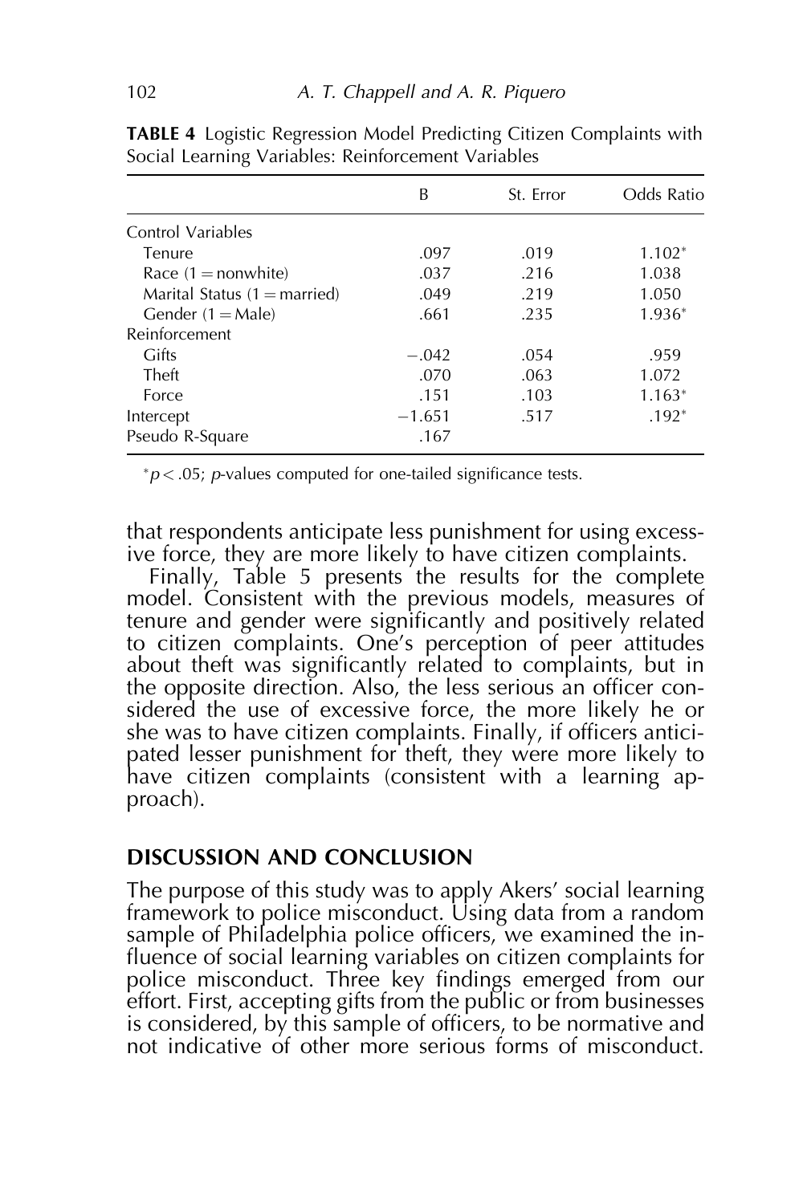**TABLE 4** Logistic Regression Model Predicting Citizen Complaints with Social Learning Variables: Reinforcement Variables

| | B | St. Error | Odds Ratio |
|---|---|---|---|
| Control Variables | | | |
| Tenure | .097 | .019 | 1.102* |
| Race (1 = nonwhite) | .037 | .216 | 1.038 |
| Marital Status (1 = married) | .049 | .219 | 1.050 |
| Gender (1 = Male) | .661 | .235 | 1.936* |
| Reinforcement | | | |
| Gifts | −.042 | .054 | .959 |
| Theft | .070 | .063 | 1.072 |
| Force | .151 | .103 | 1.163* |
| Intercept | −1.651 | .517 | .192* |
| Pseudo R-Square | .167 | | |

*$p < .05$; $p$-values computed for one-tailed significance tests.

that respondents anticipate less punishment for using excessive force, they are more likely to have citizen complaints.

Finally, Table 5 presents the results for the complete model. Consistent with the previous models, measures of tenure and gender were significantly and positively related to citizen complaints. One's perception of peer attitudes about theft was significantly related to complaints, but in the opposite direction. Also, the less serious an officer considered the use of excessive force, the more likely he or she was to have citizen complaints. Finally, if officers anticipated lesser punishment for theft, they were more likely to have citizen complaints (consistent with a learning approach).

## DISCUSSION AND CONCLUSION

The purpose of this study was to apply Akers' social learning framework to police misconduct. Using data from a random sample of Philadelphia police officers, we examined the influence of social learning variables on citizen complaints for police misconduct. Three key findings emerged from our effort. First, accepting gifts from the public or from businesses is considered, by this sample of officers, to be normative and not indicative of other more serious forms of misconduct.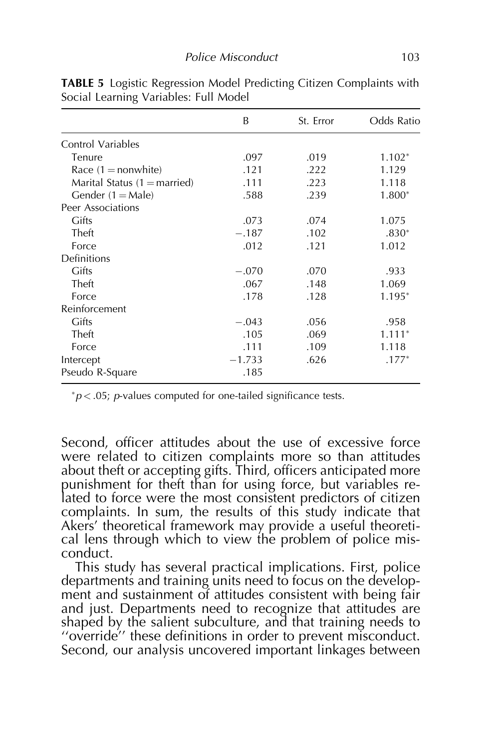**TABLE 5** Logistic Regression Model Predicting Citizen Complaints with Social Learning Variables: Full Model

| | B | St. Error | Odds Ratio |
|---|---|---|---|
| Control Variables | | | |
| Tenure | .097 | .019 | 1.102* |
| Race (1 = nonwhite) | .121 | .222 | 1.129 |
| Marital Status (1 = married) | .111 | .223 | 1.118 |
| Gender (1 = Male) | .588 | .239 | 1.800* |
| Peer Associations | | | |
| Gifts | .073 | .074 | 1.075 |
| Theft | −.187 | .102 | .830* |
| Force | .012 | .121 | 1.012 |
| Definitions | | | |
| Gifts | −.070 | .070 | .933 |
| Theft | .067 | .148 | 1.069 |
| Force | .178 | .128 | 1.195* |
| Reinforcement | | | |
| Gifts | −.043 | .056 | .958 |
| Theft | .105 | .069 | 1.111* |
| Force | .111 | .109 | 1.118 |
| Intercept | −1.733 | .626 | .177* |
| Pseudo R-Square | .185 | | |

*$p < .05$; $p$-values computed for one-tailed significance tests.

Second, officer attitudes about the use of excessive force were related to citizen complaints more so than attitudes about theft or accepting gifts. Third, officers anticipated more punishment for theft than for using force, but variables related to force were the most consistent predictors of citizen complaints. In sum, the results of this study indicate that Akers' theoretical framework may provide a useful theoretical lens through which to view the problem of police misconduct.

This study has several practical implications. First, police departments and training units need to focus on the development and sustainment of attitudes consistent with being fair and just. Departments need to recognize that attitudes are shaped by the salient subculture, and that training needs to ''override'' these definitions in order to prevent misconduct. Second, our analysis uncovered important linkages between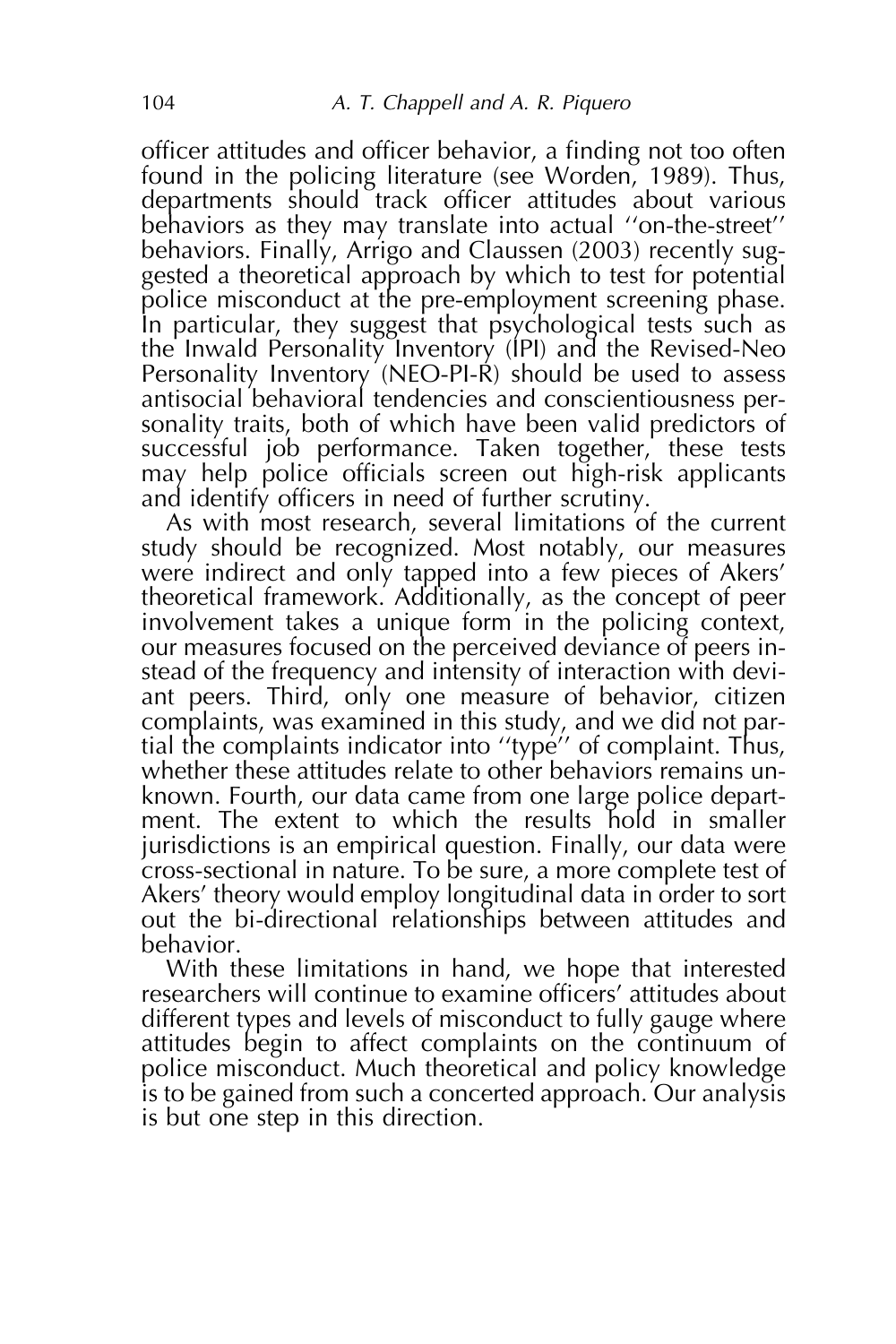officer attitudes and officer behavior, a finding not too often found in the policing literature (see Worden, 1989). Thus, departments should track officer attitudes about various behaviors as they may translate into actual ''on-the-street'' behaviors. Finally, Arrigo and Claussen (2003) recently suggested a theoretical approach by which to test for potential police misconduct at the pre-employment screening phase. In particular, they suggest that psychological tests such as the Inwald Personality Inventory (IPI) and the Revised-Neo Personality Inventory (NEO-PI-R) should be used to assess antisocial behavioral tendencies and conscientiousness personality traits, both of which have been valid predictors of successful job performance. Taken together, these tests may help police officials screen out high-risk applicants and identify officers in need of further scrutiny.

As with most research, several limitations of the current study should be recognized. Most notably, our measures were indirect and only tapped into a few pieces of Akers' theoretical framework. Additionally, as the concept of peer involvement takes a unique form in the policing context, our measures focused on the perceived deviance of peers instead of the frequency and intensity of interaction with deviant peers. Third, only one measure of behavior, citizen complaints, was examined in this study, and we did not partial the complaints indicator into ''type'' of complaint. Thus, whether these attitudes relate to other behaviors remains unknown. Fourth, our data came from one large police department. The extent to which the results hold in smaller jurisdictions is an empirical question. Finally, our data were cross-sectional in nature. To be sure, a more complete test of Akers' theory would employ longitudinal data in order to sort out the bi-directional relationships between attitudes and behavior.

With these limitations in hand, we hope that interested researchers will continue to examine officers' attitudes about different types and levels of misconduct to fully gauge where attitudes begin to affect complaints on the continuum of police misconduct. Much theoretical and policy knowledge is to be gained from such a concerted approach. Our analysis is but one step in this direction.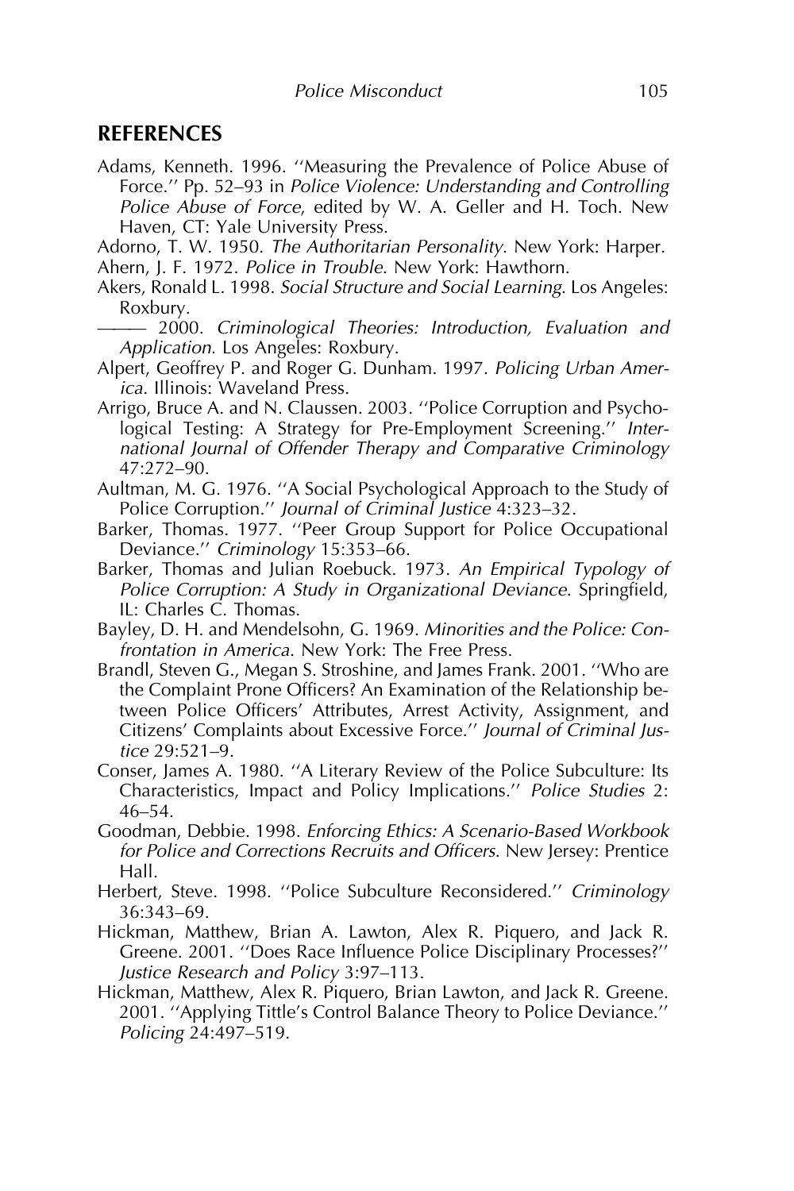## REFERENCES

Adams, Kenneth. 1996. ''Measuring the Prevalence of Police Abuse of Force.'' Pp. 52–93 in *Police Violence: Understanding and Controlling Police Abuse of Force*, edited by W. A. Geller and H. Toch. New Haven, CT: Yale University Press.

Adorno, T. W. 1950. *The Authoritarian Personality*. New York: Harper.

Ahern, J. F. 1972. *Police in Trouble*. New York: Hawthorn.

Akers, Ronald L. 1998. *Social Structure and Social Learning*. Los Angeles: Roxbury.

——— 2000. *Criminological Theories: Introduction, Evaluation and Application*. Los Angeles: Roxbury.

Alpert, Geoffrey P. and Roger G. Dunham. 1997. *Policing Urban America*. Illinois: Waveland Press.

Arrigo, Bruce A. and N. Claussen. 2003. ''Police Corruption and Psychological Testing: A Strategy for Pre-Employment Screening.'' *International Journal of Offender Therapy and Comparative Criminology* 47:272–90.

Aultman, M. G. 1976. ''A Social Psychological Approach to the Study of Police Corruption.'' *Journal of Criminal Justice* 4:323–32.

Barker, Thomas. 1977. ''Peer Group Support for Police Occupational Deviance.'' *Criminology* 15:353–66.

Barker, Thomas and Julian Roebuck. 1973. *An Empirical Typology of Police Corruption: A Study in Organizational Deviance*. Springfield, IL: Charles C. Thomas.

Bayley, D. H. and Mendelsohn, G. 1969. *Minorities and the Police: Confrontation in America*. New York: The Free Press.

Brandl, Steven G., Megan S. Stroshine, and James Frank. 2001. ''Who are the Complaint Prone Officers? An Examination of the Relationship between Police Officers' Attributes, Arrest Activity, Assignment, and Citizens' Complaints about Excessive Force.'' *Journal of Criminal Justice* 29:521–9.

Conser, James A. 1980. ''A Literary Review of the Police Subculture: Its Characteristics, Impact and Policy Implications.'' *Police Studies* 2: 46–54.

Goodman, Debbie. 1998. *Enforcing Ethics: A Scenario-Based Workbook for Police and Corrections Recruits and Officers*. New Jersey: Prentice Hall.

Herbert, Steve. 1998. ''Police Subculture Reconsidered.'' *Criminology* 36:343–69.

Hickman, Matthew, Brian A. Lawton, Alex R. Piquero, and Jack R. Greene. 2001. ''Does Race Influence Police Disciplinary Processes?'' *Justice Research and Policy* 3:97–113.

Hickman, Matthew, Alex R. Piquero, Brian Lawton, and Jack R. Greene. 2001. ''Applying Tittle's Control Balance Theory to Police Deviance.'' *Policing* 24:497–519.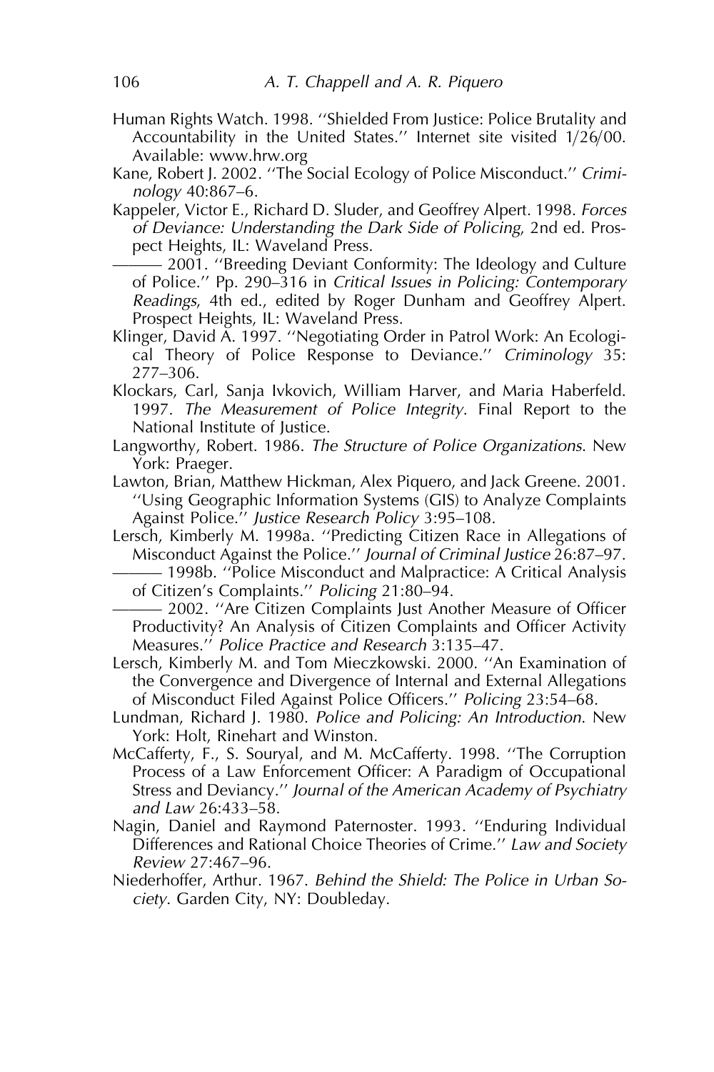Human Rights Watch. 1998. ''Shielded From Justice: Police Brutality and Accountability in the United States.'' Internet site visited 1/26/00. Available: www.hrw.org

Kane, Robert J. 2002. ''The Social Ecology of Police Misconduct.'' *Criminology* 40:867–6.

Kappeler, Victor E., Richard D. Sluder, and Geoffrey Alpert. 1998. *Forces of Deviance: Understanding the Dark Side of Policing*, 2nd ed. Prospect Heights, IL: Waveland Press.

——— 2001. ''Breeding Deviant Conformity: The Ideology and Culture of Police.'' Pp. 290–316 in *Critical Issues in Policing: Contemporary Readings*, 4th ed., edited by Roger Dunham and Geoffrey Alpert. Prospect Heights, IL: Waveland Press.

Klinger, David A. 1997. ''Negotiating Order in Patrol Work: An Ecological Theory of Police Response to Deviance.'' *Criminology* 35: 277–306.

Klockars, Carl, Sanja Ivkovich, William Harver, and Maria Haberfeld. 1997. *The Measurement of Police Integrity*. Final Report to the National Institute of Justice.

Langworthy, Robert. 1986. *The Structure of Police Organizations*. New York: Praeger.

Lawton, Brian, Matthew Hickman, Alex Piquero, and Jack Greene. 2001. ''Using Geographic Information Systems (GIS) to Analyze Complaints Against Police.'' *Justice Research Policy* 3:95–108.

Lersch, Kimberly M. 1998a. ''Predicting Citizen Race in Allegations of Misconduct Against the Police.'' *Journal of Criminal Justice* 26:87–97.

——— 1998b. ''Police Misconduct and Malpractice: A Critical Analysis of Citizen's Complaints.'' *Policing* 21:80–94.

——— 2002. ''Are Citizen Complaints Just Another Measure of Officer Productivity? An Analysis of Citizen Complaints and Officer Activity Measures.'' *Police Practice and Research* 3:135–47.

Lersch, Kimberly M. and Tom Mieczkowski. 2000. ''An Examination of the Convergence and Divergence of Internal and External Allegations of Misconduct Filed Against Police Officers.'' *Policing* 23:54–68.

Lundman, Richard J. 1980. *Police and Policing: An Introduction*. New York: Holt, Rinehart and Winston.

McCafferty, F., S. Souryal, and M. McCafferty. 1998. ''The Corruption Process of a Law Enforcement Officer: A Paradigm of Occupational Stress and Deviancy.'' *Journal of the American Academy of Psychiatry and Law* 26:433–58.

Nagin, Daniel and Raymond Paternoster. 1993. ''Enduring Individual Differences and Rational Choice Theories of Crime.'' *Law and Society Review* 27:467–96.

Niederhoffer, Arthur. 1967. *Behind the Shield: The Police in Urban Society*. Garden City, NY: Doubleday.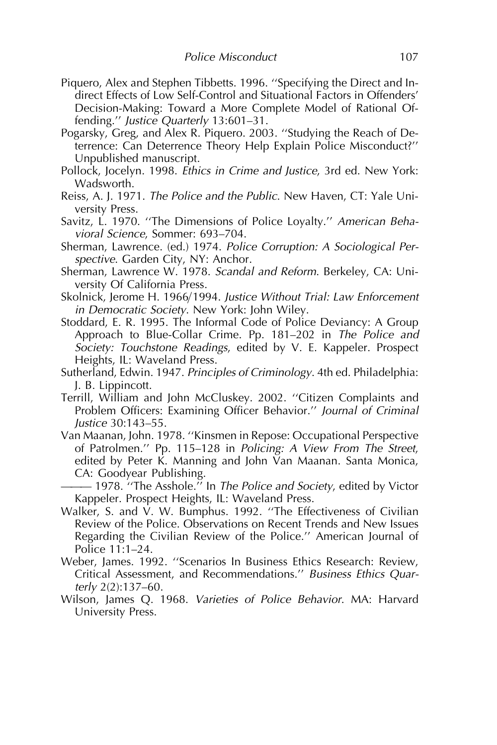Piquero, Alex and Stephen Tibbetts. 1996. ''Specifying the Direct and Indirect Effects of Low Self-Control and Situational Factors in Offenders' Decision-Making: Toward a More Complete Model of Rational Offending.'' *Justice Quarterly* 13:601–31.

Pogarsky, Greg, and Alex R. Piquero. 2003. ''Studying the Reach of Deterrence: Can Deterrence Theory Help Explain Police Misconduct?'' Unpublished manuscript.

Pollock, Jocelyn. 1998. *Ethics in Crime and Justice*, 3rd ed. New York: Wadsworth.

Reiss, A. J. 1971. *The Police and the Public*. New Haven, CT: Yale University Press.

Savitz, L. 1970. ''The Dimensions of Police Loyalty.'' *American Behavioral Science*, Sommer: 693–704.

Sherman, Lawrence. (ed.) 1974. *Police Corruption: A Sociological Perspective*. Garden City, NY: Anchor.

Sherman, Lawrence W. 1978. *Scandal and Reform*. Berkeley, CA: University Of California Press.

Skolnick, Jerome H. 1966/1994. *Justice Without Trial: Law Enforcement in Democratic Society*. New York: John Wiley.

Stoddard, E. R. 1995. The Informal Code of Police Deviancy: A Group Approach to Blue-Collar Crime. Pp. 181–202 in *The Police and Society: Touchstone Readings*, edited by V. E. Kappeler. Prospect Heights, IL: Waveland Press.

Sutherland, Edwin. 1947. *Principles of Criminology*. 4th ed. Philadelphia: J. B. Lippincott.

Terrill, William and John McCluskey. 2002. ''Citizen Complaints and Problem Officers: Examining Officer Behavior.'' *Journal of Criminal Justice* 30:143–55.

Van Maanan, John. 1978. ''Kinsmen in Repose: Occupational Perspective of Patrolmen.'' Pp. 115–128 in *Policing: A View From The Street*, edited by Peter K. Manning and John Van Maanan. Santa Monica, CA: Goodyear Publishing.

——— 1978. ''The Asshole.'' In *The Police and Society*, edited by Victor Kappeler. Prospect Heights, IL: Waveland Press.

Walker, S. and V. W. Bumphus. 1992. ''The Effectiveness of Civilian Review of the Police. Observations on Recent Trends and New Issues Regarding the Civilian Review of the Police.'' American Journal of Police 11:1–24.

Weber, James. 1992. ''Scenarios In Business Ethics Research: Review, Critical Assessment, and Recommendations.'' *Business Ethics Quarterly* 2(2):137–60.

Wilson, James Q. 1968. *Varieties of Police Behavior*. MA: Harvard University Press.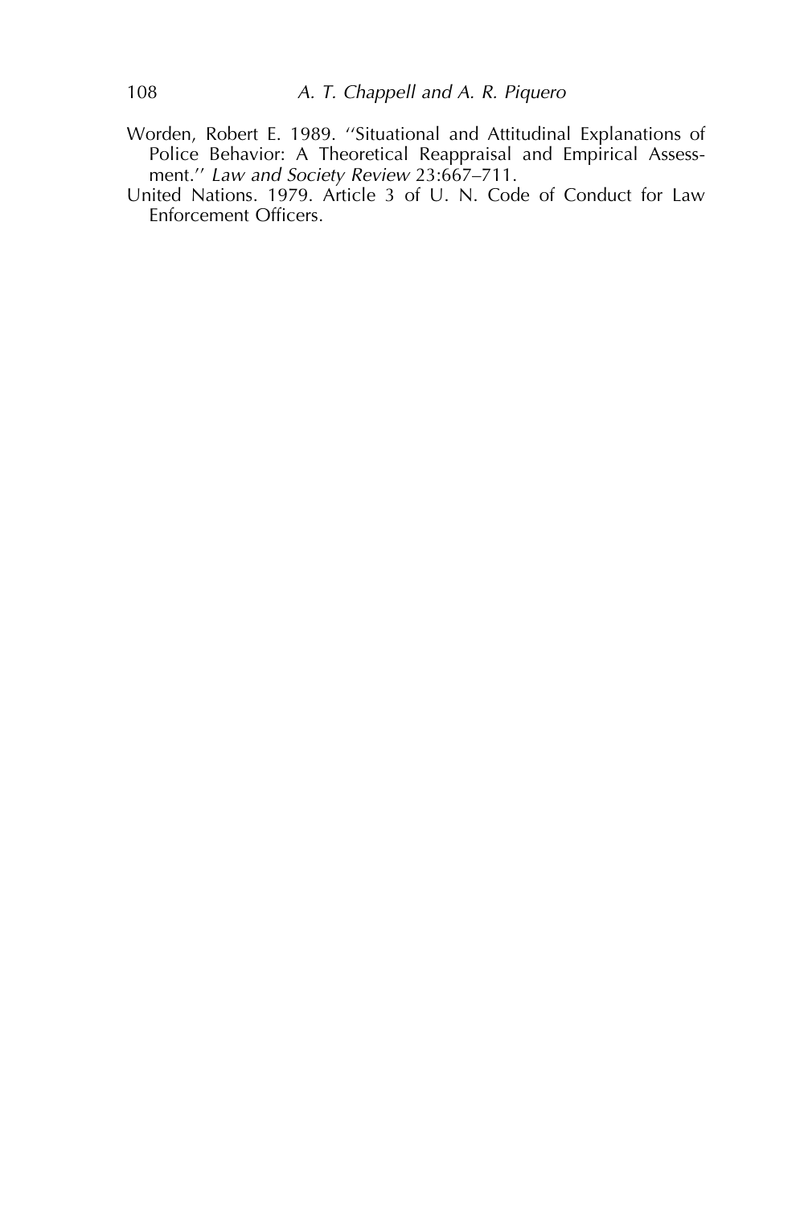Worden, Robert E. 1989. ''Situational and Attitudinal Explanations of Police Behavior: A Theoretical Reappraisal and Empirical Assessment.'' *Law and Society Review* 23:667–711.

United Nations. 1979. Article 3 of U. N. Code of Conduct for Law Enforcement Officers.